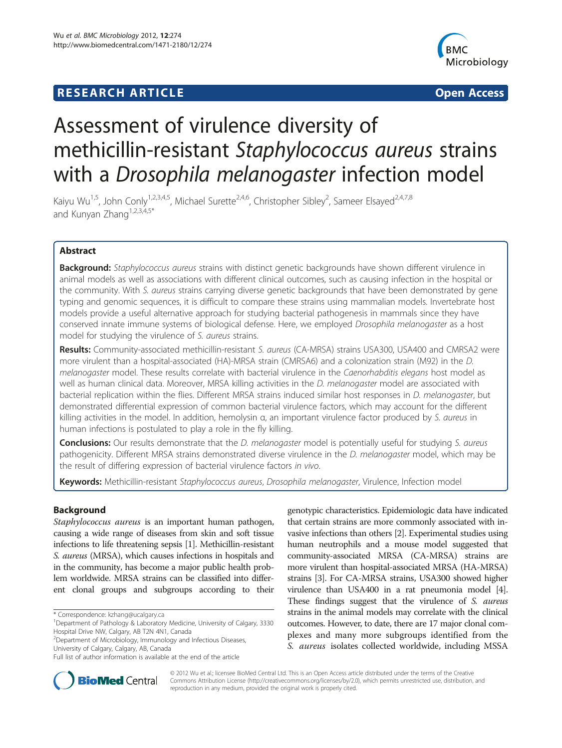**RESEARCH ARTICLE** **Open Access**

# Assessment of virulence diversity of methicillin-resistant *Staphylococcus aureus* strains with a *Drosophila melanogaster* infection model

Kaiyu Wu[1,5], John Conly[1,2,3,4,5], Michael Surette[2,4,6], Christopher Sibley[2], Sameer Elsayed[2,4,7,8] and Kunyan Zhang[1,2,3,4,5]*

## Abstract

**Background:** *Staphylococcus aureus* strains with distinct genetic backgrounds have shown different virulence in animal models as well as associations with different clinical outcomes, such as causing infection in the hospital or the community. With *S. aureus* strains carrying diverse genetic backgrounds that have been demonstrated by gene typing and genomic sequences, it is difficult to compare these strains using mammalian models. Invertebrate host models provide a useful alternative approach for studying bacterial pathogenesis in mammals since they have conserved innate immune systems of biological defense. Here, we employed *Drosophila melanogaster* as a host model for studying the virulence of *S. aureus* strains.

**Results:** Community-associated methicillin-resistant *S. aureus* (CA-MRSA) strains USA300, USA400 and CMRSA2 were more virulent than a hospital-associated (HA)-MRSA strain (CMRSA6) and a colonization strain (M92) in the *D. melanogaster* model. These results correlate with bacterial virulence in the *Caenorhabditis elegans* host model as well as human clinical data. Moreover, MRSA killing activities in the *D. melanogaster* model are associated with bacterial replication within the flies. Different MRSA strains induced similar host responses in *D. melanogaster*, but demonstrated differential expression of common bacterial virulence factors, which may account for the different killing activities in the model. In addition, hemolysin α, an important virulence factor produced by *S. aureus* in human infections is postulated to play a role in the fly killing.

**Conclusions:** Our results demonstrate that the *D. melanogaster* model is potentially useful for studying *S. aureus* pathogenicity. Different MRSA strains demonstrated diverse virulence in the *D. melanogaster* model, which may be the result of differing expression of bacterial virulence factors *in vivo*.

**Keywords:** Methicillin-resistant *Staphylococcus aureus*, *Drosophila melanogaster*, Virulence, Infection model

## Background

*Staphylococcus aureus* is an important human pathogen, causing a wide range of diseases from skin and soft tissue infections to life threatening sepsis [1]. Methicillin-resistant *S. aureus* (MRSA), which causes infections in hospitals and in the community, has become a major public health problem worldwide. MRSA strains can be classified into different clonal groups and subgroups according to their genotypic characteristics. Epidemiologic data have indicated that certain strains are more commonly associated with invasive infections than others [2]. Experimental studies using human neutrophils and a mouse model suggested that community-associated MRSA (CA-MRSA) strains are more virulent than hospital-associated MRSA (HA-MRSA) strains [3]. For CA-MRSA strains, USA300 showed higher virulence than USA400 in a rat pneumonia model [4]. These findings suggest that the virulence of *S. aureus* strains in the animal models may correlate with the clinical outcomes. However, to date, there are 17 major clonal complexes and many more subgroups identified from the *S. aureus* isolates collected worldwide, including MSSA

\* Correspondence: kzhang@ucalgary.ca
[1]Department of Pathology & Laboratory Medicine, University of Calgary, 3330 Hospital Drive NW, Calgary, AB T2N 4N1, Canada
[2]Department of Microbiology, Immunology and Infectious Diseases, University of Calgary, Calgary, AB, Canada
Full list of author information is available at the end of the article

© 2012 Wu et al.; licensee BioMed Central Ltd. This is an Open Access article distributed under the terms of the Creative Commons Attribution License (http://creativecommons.org/licenses/by/2.0), which permits unrestricted use, distribution, and reproduction in any medium, provided the original work is properly cited.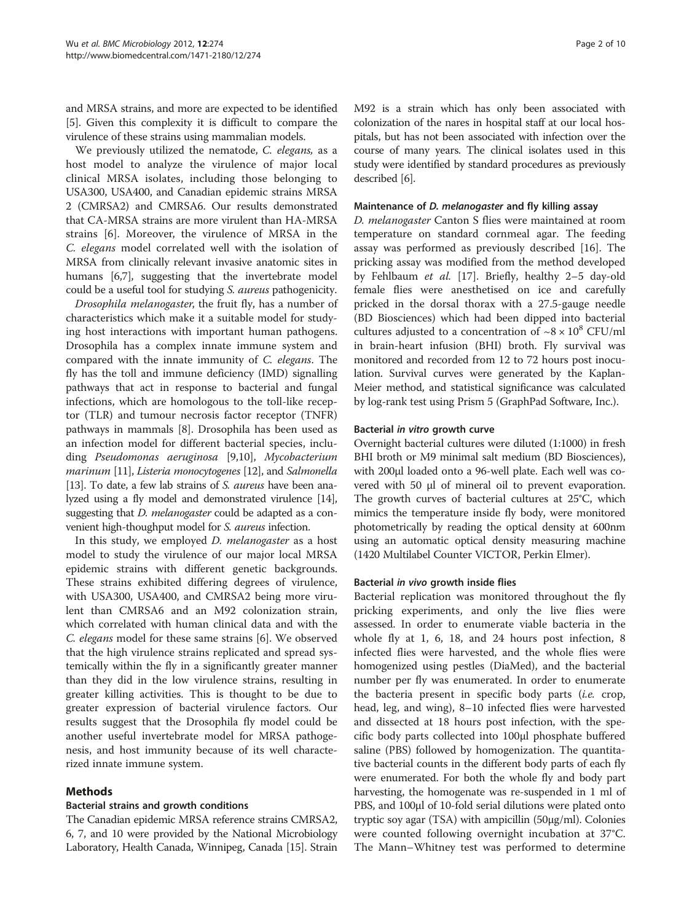and MRSA strains, and more are expected to be identified [5]. Given this complexity it is difficult to compare the virulence of these strains using mammalian models.

We previously utilized the nematode, *C. elegans,* as a host model to analyze the virulence of major local clinical MRSA isolates, including those belonging to USA300, USA400, and Canadian epidemic strains MRSA 2 (CMRSA2) and CMRSA6. Our results demonstrated that CA-MRSA strains are more virulent than HA-MRSA strains [6]. Moreover, the virulence of MRSA in the *C. elegans* model correlated well with the isolation of MRSA from clinically relevant invasive anatomic sites in humans [6,7], suggesting that the invertebrate model could be a useful tool for studying *S. aureus* pathogenicity.

*Drosophila melanogaster*, the fruit fly, has a number of characteristics which make it a suitable model for studying host interactions with important human pathogens. Drosophila has a complex innate immune system and compared with the innate immunity of *C. elegans*. The fly has the toll and immune deficiency (IMD) signalling pathways that act in response to bacterial and fungal infections, which are homologous to the toll-like receptor (TLR) and tumour necrosis factor receptor (TNFR) pathways in mammals [8]. Drosophila has been used as an infection model for different bacterial species, including *Pseudomonas aeruginosa* [9,10], *Mycobacterium marinum* [11], *Listeria monocytogenes* [12], and *Salmonella* [13]. To date, a few lab strains of *S. aureus* have been analyzed using a fly model and demonstrated virulence [14], suggesting that *D. melanogaster* could be adapted as a convenient high-thoughput model for *S. aureus* infection.

In this study, we employed *D. melanogaster* as a host model to study the virulence of our major local MRSA epidemic strains with different genetic backgrounds. These strains exhibited differing degrees of virulence, with USA300, USA400, and CMRSA2 being more virulent than CMRSA6 and an M92 colonization strain, which correlated with human clinical data and with the *C. elegans* model for these same strains [6]. We observed that the high virulence strains replicated and spread systemically within the fly in a significantly greater manner than they did in the low virulence strains, resulting in greater killing activities. This is thought to be due to greater expression of bacterial virulence factors. Our results suggest that the Drosophila fly model could be another useful invertebrate model for MRSA pathogenesis, and host immunity because of its well characterized innate immune system.

## Methods

### Bacterial strains and growth conditions

The Canadian epidemic MRSA reference strains CMRSA2, 6, 7, and 10 were provided by the National Microbiology Laboratory, Health Canada, Winnipeg, Canada [15]. Strain M92 is a strain which has only been associated with colonization of the nares in hospital staff at our local hospitals, but has not been associated with infection over the course of many years. The clinical isolates used in this study were identified by standard procedures as previously described [6].

### Maintenance of *D. melanogaster* and fly killing assay

*D. melanogaster* Canton S flies were maintained at room temperature on standard cornmeal agar. The feeding assay was performed as previously described [16]. The pricking assay was modified from the method developed by Fehlbaum *et al.* [17]. Briefly, healthy 2–5 day-old female flies were anesthetised on ice and carefully pricked in the dorsal thorax with a 27.5-gauge needle (BD Biosciences) which had been dipped into bacterial cultures adjusted to a concentration of $\sim 8 \times 10^8$ CFU/ml in brain-heart infusion (BHI) broth. Fly survival was monitored and recorded from 12 to 72 hours post inoculation. Survival curves were generated by the Kaplan-Meier method, and statistical significance was calculated by log-rank test using Prism 5 (GraphPad Software, Inc.).

### Bacterial *in vitro* growth curve

Overnight bacterial cultures were diluted (1:1000) in fresh BHI broth or M9 minimal salt medium (BD Biosciences), with 200μl loaded onto a 96-well plate. Each well was covered with 50 μl of mineral oil to prevent evaporation. The growth curves of bacterial cultures at 25°C, which mimics the temperature inside fly body, were monitored photometrically by reading the optical density at 600nm using an automatic optical density measuring machine (1420 Multilabel Counter VICTOR, Perkin Elmer).

### Bacterial *in vivo* growth inside flies

Bacterial replication was monitored throughout the fly pricking experiments, and only the live flies were assessed. In order to enumerate viable bacteria in the whole fly at 1, 6, 18, and 24 hours post infection, 8 infected flies were harvested, and the whole flies were homogenized using pestles (DiaMed), and the bacterial number per fly was enumerated. In order to enumerate the bacteria present in specific body parts (*i.e.* crop, head, leg, and wing), 8–10 infected flies were harvested and dissected at 18 hours post infection, with the specific body parts collected into 100μl phosphate buffered saline (PBS) followed by homogenization. The quantitative bacterial counts in the different body parts of each fly were enumerated. For both the whole fly and body part harvesting, the homogenate was re-suspended in 1 ml of PBS, and 100μl of 10-fold serial dilutions were plated onto tryptic soy agar (TSA) with ampicillin (50μg/ml). Colonies were counted following overnight incubation at 37°C. The Mann–Whitney test was performed to determine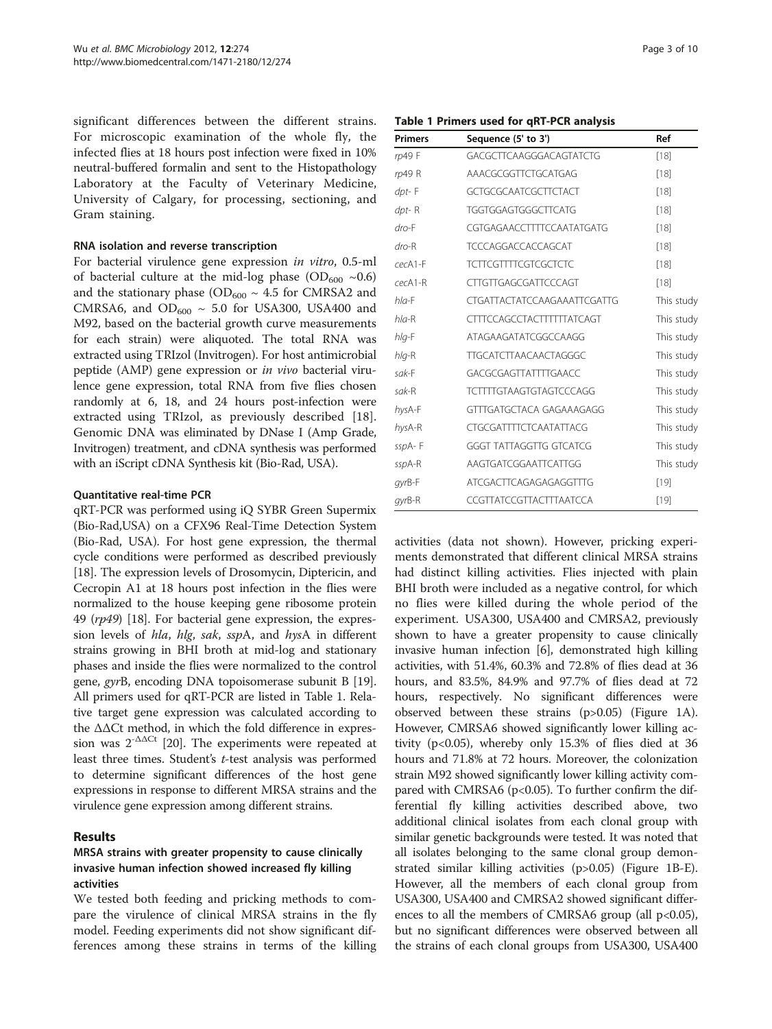significant differences between the different strains. For microscopic examination of the whole fly, the infected flies at 18 hours post infection were fixed in 10% neutral-buffered formalin and sent to the Histopathology Laboratory at the Faculty of Veterinary Medicine, University of Calgary, for processing, sectioning, and Gram staining.

### RNA isolation and reverse transcription

For bacterial virulence gene expression *in vitro*, 0.5-ml of bacterial culture at the mid-log phase ($OD_{600}$ ~0.6) and the stationary phase ($OD_{600}$ ~ 4.5 for CMRSA2 and CMRSA6, and $OD_{600}$ ~ 5.0 for USA300, USA400 and M92, based on the bacterial growth curve measurements for each strain) were aliquoted. The total RNA was extracted using TRIzol (Invitrogen). For host antimicrobial peptide (AMP) gene expression or *in vivo* bacterial virulence gene expression, total RNA from five flies chosen randomly at 6, 18, and 24 hours post-infection were extracted using TRIzol, as previously described [18]. Genomic DNA was eliminated by DNase I (Amp Grade, Invitrogen) treatment, and cDNA synthesis was performed with an iScript cDNA Synthesis kit (Bio-Rad, USA).

### Quantitative real-time PCR

qRT-PCR was performed using iQ SYBR Green Supermix (Bio-Rad,USA) on a CFX96 Real-Time Detection System (Bio-Rad, USA). For host gene expression, the thermal cycle conditions were performed as described previously [18]. The expression levels of Drosomycin, Diptericin, and Cecropin A1 at 18 hours post infection in the flies were normalized to the house keeping gene ribosome protein 49 (*rp49*) [18]. For bacterial gene expression, the expression levels of *hla*, *hlg*, *sak*, *ssp*A, and *hys*A in different strains growing in BHI broth at mid-log and stationary phases and inside the flies were normalized to the control gene, *gyr*B, encoding DNA topoisomerase subunit B [19]. All primers used for qRT-PCR are listed in Table 1. Relative target gene expression was calculated according to the ΔΔCt method, in which the fold difference in expression was $2^{-\Delta\Delta Ct}$ [20]. The experiments were repeated at least three times. Student's *t*-test analysis was performed to determine significant differences of the host gene expressions in response to different MRSA strains and the virulence gene expression among different strains.

**Table 1 Primers used for qRT-PCR analysis**

| Primers | Sequence (5' to 3') | Ref |
|---|---|---|
| *rp49* F | GACGCTTCAAGGGACAGTATCTG | [18] |
| *rp49* R | AAACGCGGTTCTGCATGAG | [18] |
| *dpt*- F | GCTGCGCAATCGCTTCTACT | [18] |
| *dpt*- R | TGGTGGAGTGGGCTTCATG | [18] |
| *dro*-F | CGTGAGAACCTTTTCCAATATGATG | [18] |
| *dro*-R | TCCCAGGACCACCAGCAT | [18] |
| *cec*A1-F | TCTTCGTTTTCGTCGCTCTC | [18] |
| *cec*A1-R | CTTGTTGAGCGATTCCCAGT | [18] |
| *hla*-F | CTGATTACTATCCAAGAAATTCGATTG | This study |
| *hla*-R | CTTTCCAGCCTACTTTTTTATCAGT | This study |
| *hlg*-F | ATAGAAGATATCGGCCAAGG | This study |
| *hlg*-R | TTGCATCTTAACAACTAGGGC | This study |
| *sak*-F | GACGCGAGTTATTTTGAACC | This study |
| *sak*-R | TCTTTTGTAAGTGTAGTCCCAGG | This study |
| *hys*A-F | GTTTGATGCTACA GAGAAAGAGG | This study |
| *hys*A-R | CTGCGATTTTCTCAATATTACG | This study |
| *ssp*A- F | GGGT TATTAGGTTG GTCATCG | This study |
| *ssp*A-R | AAGTGATCGGAATTCATTGG | This study |
| *gyr*B-F | ATCGACTTCAGAGAGAGGTTTG | [19] |
| *gyr*B-R | CCGTTATCCGTTACTTTAATCCA | [19] |

## Results

### MRSA strains with greater propensity to cause clinically invasive human infection showed increased fly killing activities

We tested both feeding and pricking methods to compare the virulence of clinical MRSA strains in the fly model. Feeding experiments did not show significant differences among these strains in terms of the killing activities (data not shown). However, pricking experiments demonstrated that different clinical MRSA strains had distinct killing activities. Flies injected with plain BHI broth were included as a negative control, for which no flies were killed during the whole period of the experiment. USA300, USA400 and CMRSA2, previously shown to have a greater propensity to cause clinically invasive human infection [6], demonstrated high killing activities, with 51.4%, 60.3% and 72.8% of flies dead at 36 hours, and 83.5%, 84.9% and 97.7% of flies dead at 72 hours, respectively. No significant differences were observed between these strains ($p>0.05$) (Figure 1A). However, CMRSA6 showed significantly lower killing activity ($p<0.05$), whereby only 15.3% of flies died at 36 hours and 71.8% at 72 hours. Moreover, the colonization strain M92 showed significantly lower killing activity compared with CMRSA6 ($p<0.05$). To further confirm the differential fly killing activities described above, two additional clinical isolates from each clonal group with similar genetic backgrounds were tested. It was noted that all isolates belonging to the same clonal group demonstrated similar killing activities ($p>0.05$) (Figure 1B-E). However, all the members of each clonal group from USA300, USA400 and CMRSA2 showed significant differences to all the members of CMRSA6 group (all $p<0.05$), but no significant differences were observed between all the strains of each clonal groups from USA300, USA400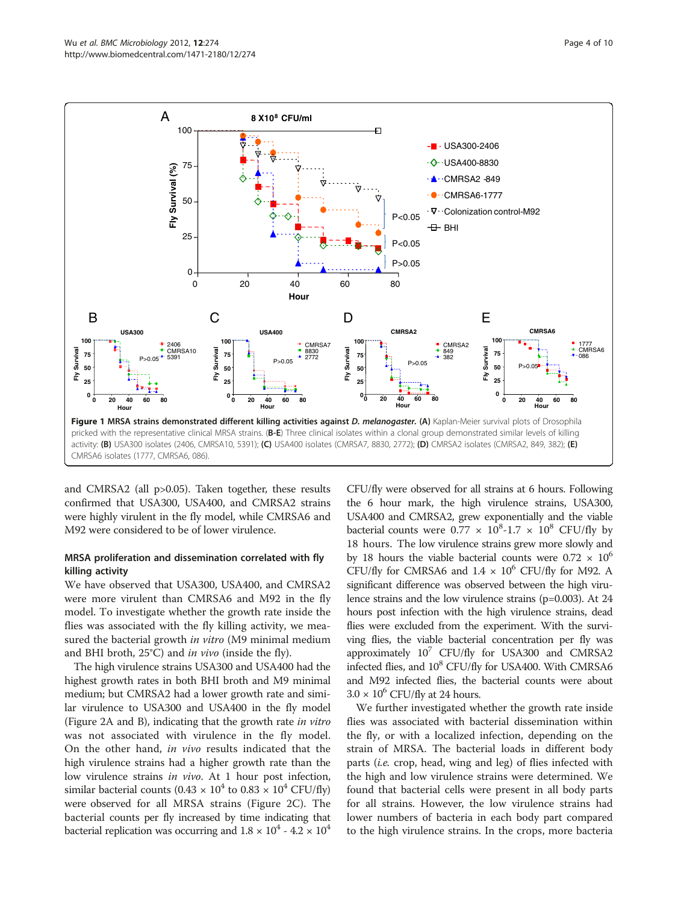**Figure 1 MRSA strains demonstrated different killing activities against *D. melanogaster*.** **(A)** Kaplan-Meier survival plots of Drosophila pricked with the representative clinical MRSA strains. **(B-E)** Three clinical isolates within a clonal group demonstrated similar levels of killing activity: **(B)** USA300 isolates (2406, CMRSA10, 5391); **(C)** USA400 isolates (CMRSA7, 8830, 2772); **(D)** CMRSA2 isolates (CMRSA2, 849, 382); **(E)** CMRSA6 isolates (1777, CMRSA6, 086).

and CMRSA2 (all p>0.05). Taken together, these results confirmed that USA300, USA400, and CMRSA2 strains were highly virulent in the fly model, while CMRSA6 and M92 were considered to be of lower virulence.

### MRSA proliferation and dissemination correlated with fly killing activity

We have observed that USA300, USA400, and CMRSA2 were more virulent than CMRSA6 and M92 in the fly model. To investigate whether the growth rate inside the flies was associated with the fly killing activity, we measured the bacterial growth *in vitro* (M9 minimal medium and BHI broth, 25°C) and *in vivo* (inside the fly).

The high virulence strains USA300 and USA400 had the highest growth rates in both BHI broth and M9 minimal medium; but CMRSA2 had a lower growth rate and similar virulence to USA300 and USA400 in the fly model (Figure 2A and B), indicating that the growth rate *in vitro* was not associated with virulence in the fly model. On the other hand, *in vivo* results indicated that the high virulence strains had a higher growth rate than the low virulence strains *in vivo*. At 1 hour post infection, similar bacterial counts ($0.43 \times 10^4$ to $0.83 \times 10^4$ CFU/fly) were observed for all MRSA strains (Figure 2C). The bacterial counts per fly increased by time indicating that bacterial replication was occurring and $1.8 \times 10^4$ - $4.2 \times 10^4$ CFU/fly were observed for all strains at 6 hours. Following the 6 hour mark, the high virulence strains, USA300, USA400 and CMRSA2, grew exponentially and the viable bacterial counts were $0.77 \times 10^8$-$1.7 \times 10^8$ CFU/fly by 18 hours. The low virulence strains grew more slowly and by 18 hours the viable bacterial counts were $0.72 \times 10^6$ CFU/fly for CMRSA6 and $1.4 \times 10^6$ CFU/fly for M92. A significant difference was observed between the high virulence strains and the low virulence strains (p=0.003). At 24 hours post infection with the high virulence strains, dead flies were excluded from the experiment. With the surviving flies, the viable bacterial concentration per fly was approximately $10^7$ CFU/fly for USA300 and CMRSA2 infected flies, and $10^8$ CFU/fly for USA400. With CMRSA6 and M92 infected flies, the bacterial counts were about $3.0 \times 10^6$ CFU/fly at 24 hours.

We further investigated whether the growth rate inside flies was associated with bacterial dissemination within the fly, or with a localized infection, depending on the strain of MRSA. The bacterial loads in different body parts (*i.e.* crop, head, wing and leg) of flies infected with the high and low virulence strains were determined. We found that bacterial cells were present in all body parts for all strains. However, the low virulence strains had lower numbers of bacteria in each body part compared to the high virulence strains. In the crops, more bacteria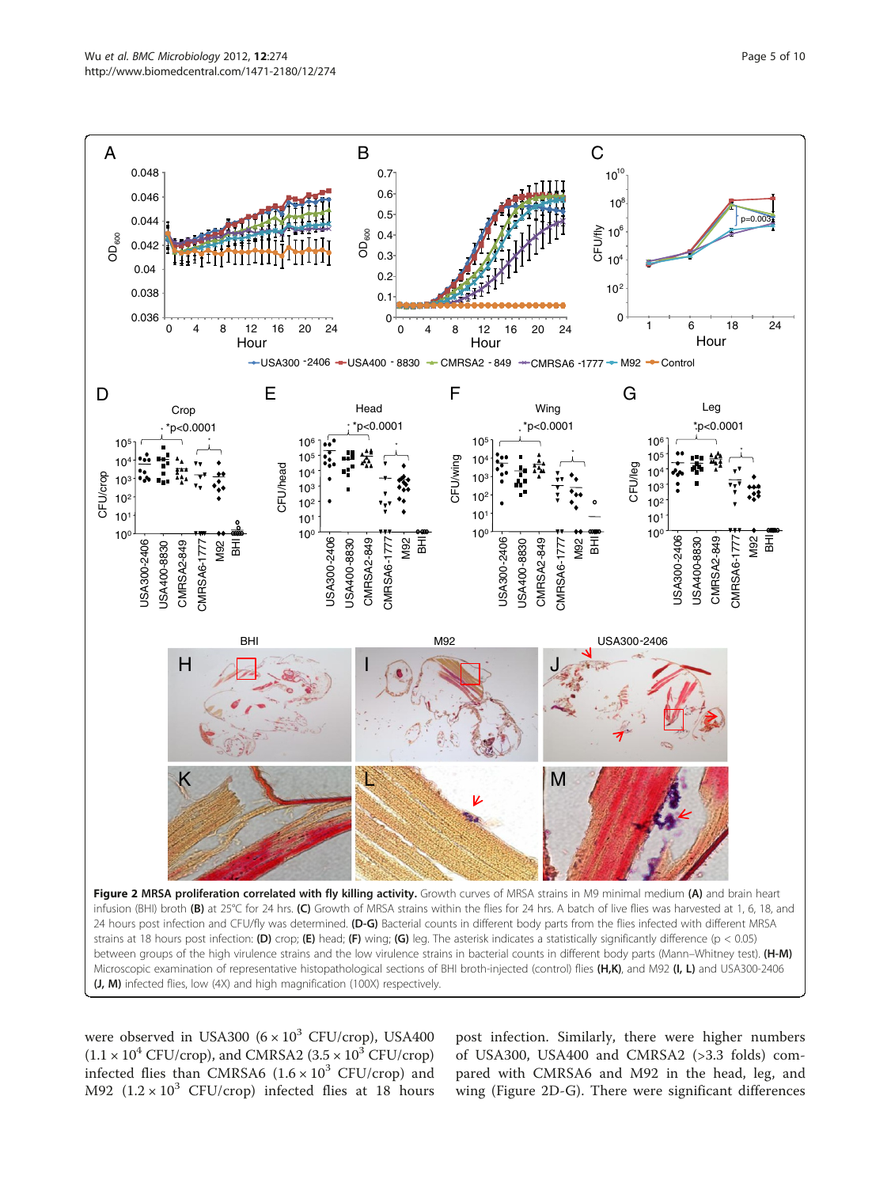**Figure 2 MRSA proliferation correlated with fly killing activity.** Growth curves of MRSA strains in M9 minimal medium **(A)** and brain heart infusion (BHI) broth **(B)** at 25°C for 24 hrs. **(C)** Growth of MRSA strains within the flies for 24 hrs. A batch of live flies was harvested at 1, 6, 18, and 24 hours post infection and CFU/fly was determined. **(D-G)** Bacterial counts in different body parts from the flies infected with different MRSA strains at 18 hours post infection: **(D)** crop; **(E)** head; **(F)** wing; **(G)** leg. The asterisk indicates a statistically significantly difference ($p < 0.05$) between groups of the high virulence strains and the low virulence strains in bacterial counts in different body parts (Mann–Whitney test). **(H-M)** Microscopic examination of representative histopathological sections of BHI broth-injected (control) flies **(H,K)**, and M92 **(I, L)** and USA300-2406 **(J, M)** infected flies, low (4X) and high magnification (100X) respectively.

were observed in USA300 ($6 \times 10^3$ CFU/crop), USA400 ($1.1 \times 10^4$ CFU/crop), and CMRSA2 ($3.5 \times 10^3$ CFU/crop) infected flies than CMRSA6 ($1.6 \times 10^3$ CFU/crop) and M92 ($1.2 \times 10^3$ CFU/crop) infected flies at 18 hours post infection. Similarly, there were higher numbers of USA300, USA400 and CMRSA2 (>3.3 folds) compared with CMRSA6 and M92 in the head, leg, and wing (Figure 2D-G). There were significant differences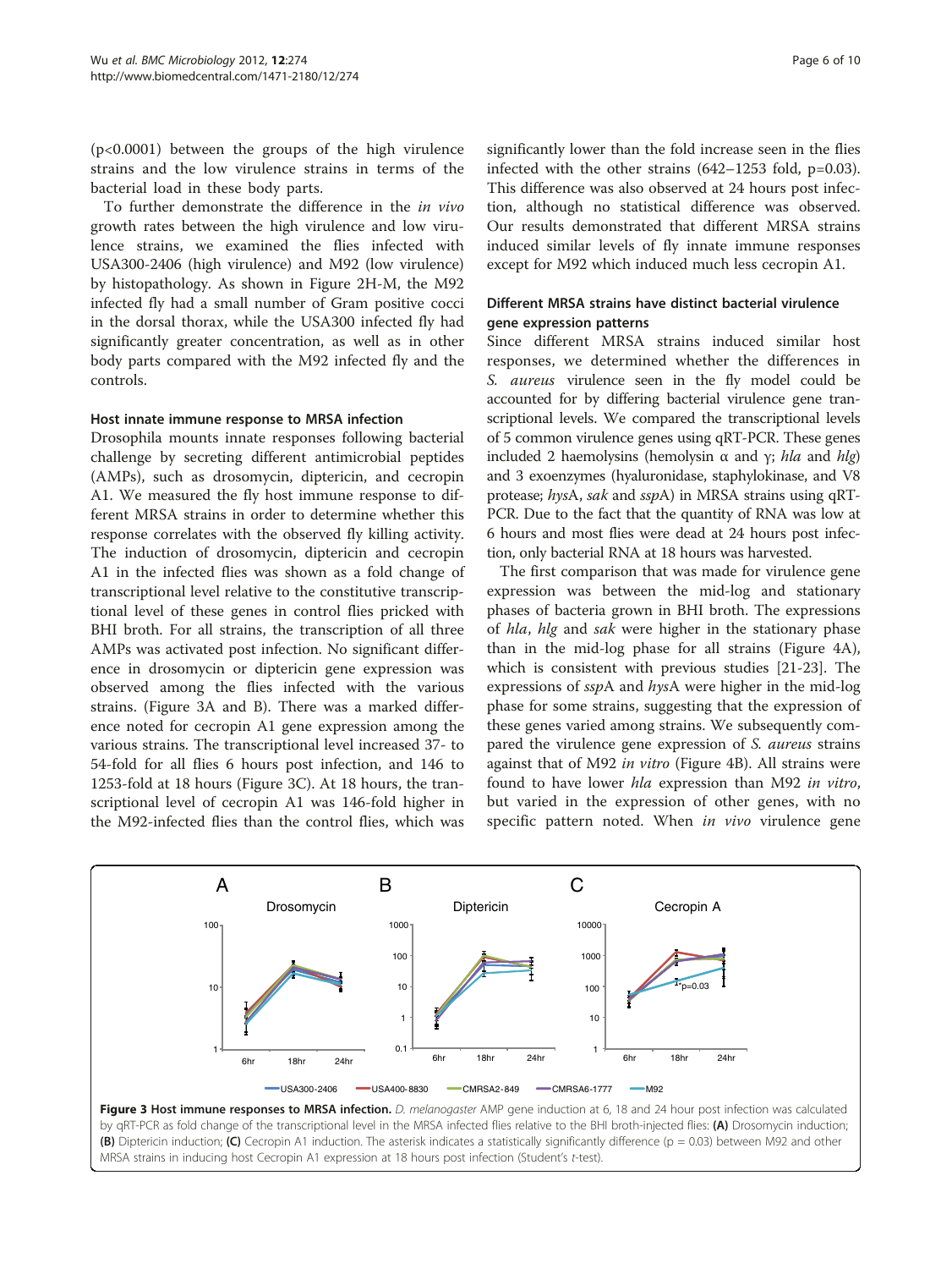(p<0.0001) between the groups of the high virulence strains and the low virulence strains in terms of the bacterial load in these body parts.

To further demonstrate the difference in the *in vivo* growth rates between the high virulence and low virulence strains, we examined the flies infected with USA300-2406 (high virulence) and M92 (low virulence) by histopathology. As shown in Figure 2H-M, the M92 infected fly had a small number of Gram positive cocci in the dorsal thorax, while the USA300 infected fly had significantly greater concentration, as well as in other body parts compared with the M92 infected fly and the controls.

### Host innate immune response to MRSA infection

Drosophila mounts innate responses following bacterial challenge by secreting different antimicrobial peptides (AMPs), such as drosomycin, diptericin, and cecropin A1. We measured the fly host immune response to different MRSA strains in order to determine whether this response correlates with the observed fly killing activity. The induction of drosomycin, diptericin and cecropin A1 in the infected flies was shown as a fold change of transcriptional level relative to the constitutive transcriptional level of these genes in control flies pricked with BHI broth. For all strains, the transcription of all three AMPs was activated post infection. No significant difference in drosomycin or diptericin gene expression was observed among the flies infected with the various strains. (Figure 3A and B). There was a marked difference noted for cecropin A1 gene expression among the various strains. The transcriptional level increased 37- to 54-fold for all flies 6 hours post infection, and 146 to 1253-fold at 18 hours (Figure 3C). At 18 hours, the transcriptional level of cecropin A1 was 146-fold higher in the M92-infected flies than the control flies, which was significantly lower than the fold increase seen in the flies infected with the other strains (642–1253 fold, p=0.03). This difference was also observed at 24 hours post infection, although no statistical difference was observed. Our results demonstrated that different MRSA strains induced similar levels of fly innate immune responses except for M92 which induced much less cecropin A1.

### Different MRSA strains have distinct bacterial virulence gene expression patterns

Since different MRSA strains induced similar host responses, we determined whether the differences in *S. aureus* virulence seen in the fly model could be accounted for by differing bacterial virulence gene transcriptional levels. We compared the transcriptional levels of 5 common virulence genes using qRT-PCR. These genes included 2 haemolysins (hemolysin α and γ; *hla* and *hlg*) and 3 exoenzymes (hyaluronidase, staphylokinase, and V8 protease; *hys*A, *sak* and *ssp*A) in MRSA strains using qRT-PCR. Due to the fact that the quantity of RNA was low at 6 hours and most flies were dead at 24 hours post infection, only bacterial RNA at 18 hours was harvested.

The first comparison that was made for virulence gene expression was between the mid-log and stationary phases of bacteria grown in BHI broth. The expressions of *hla*, *hlg* and *sak* were higher in the stationary phase than in the mid-log phase for all strains (Figure 4A), which is consistent with previous studies [21-23]. The expressions of *ssp*A and *hys*A were higher in the mid-log phase for some strains, suggesting that the expression of these genes varied among strains. We subsequently compared the virulence gene expression of *S. aureus* strains against that of M92 *in vitro* (Figure 4B). All strains were found to have lower *hla* expression than M92 *in vitro*, but varied in the expression of other genes, with no specific pattern noted. When *in vivo* virulence gene

**Figure 3 Host immune responses to MRSA infection.** *D. melanogaster* AMP gene induction at 6, 18 and 24 hour post infection was calculated by qRT-PCR as fold change of the transcriptional level in the MRSA infected flies relative to the BHI broth-injected flies: **(A)** Drosomycin induction; **(B)** Diptericin induction; **(C)** Cecropin A1 induction. The asterisk indicates a statistically significantly difference (p = 0.03) between M92 and other MRSA strains in inducing host Cecropin A1 expression at 18 hours post infection (Student's *t*-test).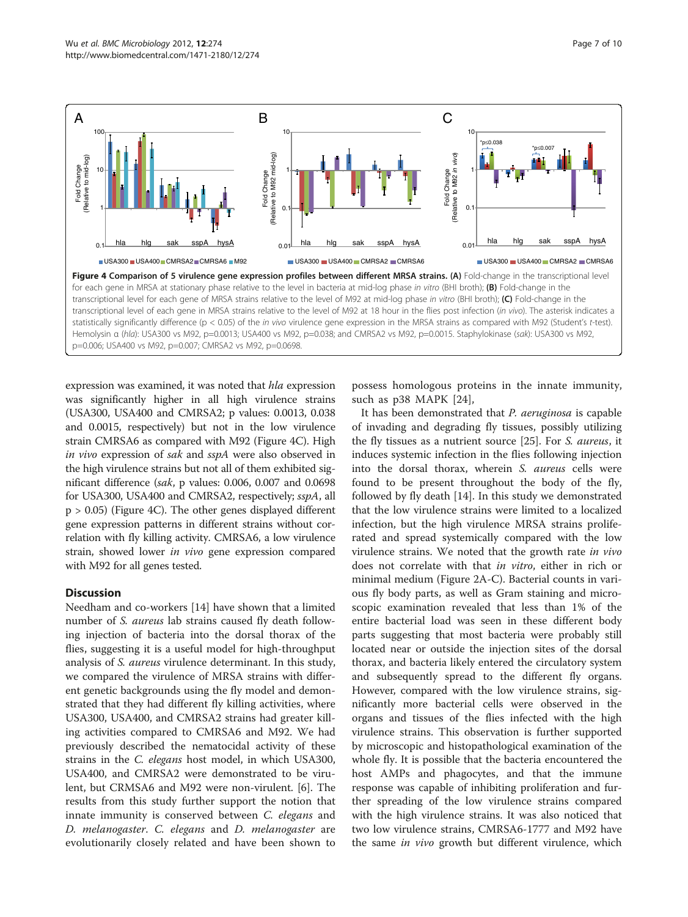**Figure 4 Comparison of 5 virulence gene expression profiles between different MRSA strains.** **(A)** Fold-change in the transcriptional level for each gene in MRSA at stationary phase relative to the level in bacteria at mid-log phase *in vitro* (BHI broth); **(B)** Fold-change in the transcriptional level for each gene of MRSA strains relative to the level of M92 at mid-log phase *in vitro* (BHI broth); **(C)** Fold-change in the transcriptional level of each gene in MRSA strains relative to the level of M92 at 18 hour in the flies post infection (*in vivo*). The asterisk indicates a statistically significantly difference ($p < 0.05$) of the *in vivo* virulence gene expression in the MRSA strains as compared with M92 (Student's *t*-test). Hemolysin α (*hla*): USA300 vs M92, p=0.0013; USA400 vs M92, p=0.038; and CMRSA2 vs M92, p=0.0015. Staphylokinase (*sak*): USA300 vs M92, p=0.006; USA400 vs M92, p=0.007; CMRSA2 vs M92, p=0.0698.

expression was examined, it was noted that *hla* expression was significantly higher in all high virulence strains (USA300, USA400 and CMRSA2; p values: 0.0013, 0.038 and 0.0015, respectively) but not in the low virulence strain CMRSA6 as compared with M92 (Figure 4C). High *in vivo* expression of *sak* and *sspA* were also observed in the high virulence strains but not all of them exhibited significant difference (*sak*, p values: 0.006, 0.007 and 0.0698 for USA300, USA400 and CMRSA2, respectively; *sspA*, all $p > 0.05$) (Figure 4C). The other genes displayed different gene expression patterns in different strains without correlation with fly killing activity. CMRSA6, a low virulence strain, showed lower *in vivo* gene expression compared with M92 for all genes tested.

## Discussion

Needham and co-workers [14] have shown that a limited number of *S. aureus* lab strains caused fly death following injection of bacteria into the dorsal thorax of the flies, suggesting it is a useful model for high-throughput analysis of *S. aureus* virulence determinant. In this study, we compared the virulence of MRSA strains with different genetic backgrounds using the fly model and demonstrated that they had different fly killing activities, where USA300, USA400, and CMRSA2 strains had greater killing activities compared to CMRSA6 and M92. We had previously described the nematocidal activity of these strains in the *C. elegans* host model, in which USA300, USA400, and CMRSA2 were demonstrated to be virulent, but CRMSA6 and M92 were non-virulent. [6]. The results from this study further support the notion that innate immunity is conserved between *C. elegans* and *D. melanogaster*. *C. elegans* and *D. melanogaster* are evolutionarily closely related and have been shown to possess homologous proteins in the innate immunity, such as p38 MAPK [24],

It has been demonstrated that *P. aeruginosa* is capable of invading and degrading fly tissues, possibly utilizing the fly tissues as a nutrient source [25]. For *S. aureus*, it induces systemic infection in the flies following injection into the dorsal thorax, wherein *S. aureus* cells were found to be present throughout the body of the fly, followed by fly death [14]. In this study we demonstrated that the low virulence strains were limited to a localized infection, but the high virulence MRSA strains proliferated and spread systemically compared with the low virulence strains. We noted that the growth rate *in vivo* does not correlate with that *in vitro*, either in rich or minimal medium (Figure 2A-C). Bacterial counts in various fly body parts, as well as Gram staining and microscopic examination revealed that less than 1% of the entire bacterial load was seen in these different body parts suggesting that most bacteria were probably still located near or outside the injection sites of the dorsal thorax, and bacteria likely entered the circulatory system and subsequently spread to the different fly organs. However, compared with the low virulence strains, significantly more bacterial cells were observed in the organs and tissues of the flies infected with the high virulence strains. This observation is further supported by microscopic and histopathological examination of the whole fly. It is possible that the bacteria encountered the host AMPs and phagocytes, and that the immune response was capable of inhibiting proliferation and further spreading of the low virulence strains compared with the high virulence strains. It was also noticed that two low virulence strains, CMRSA6-1777 and M92 have the same *in vivo* growth but different virulence, which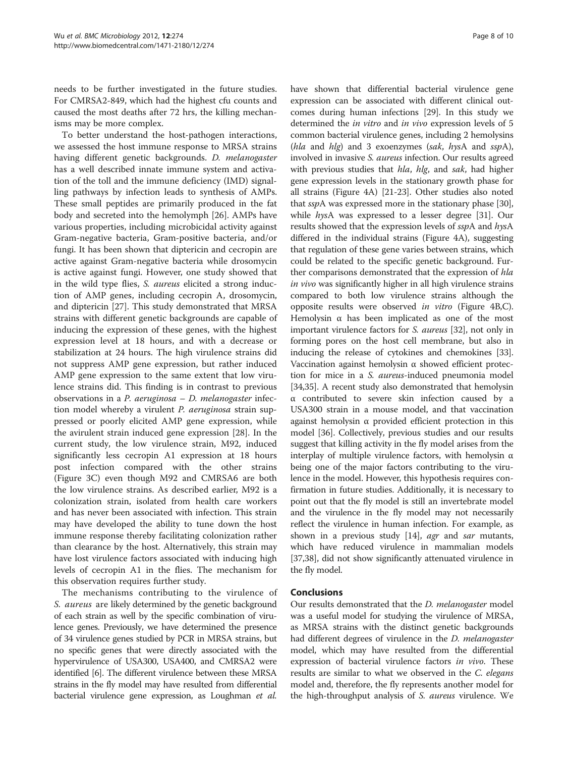needs to be further investigated in the future studies. For CMRSA2-849, which had the highest cfu counts and caused the most deaths after 72 hrs, the killing mechanisms may be more complex.

To better understand the host-pathogen interactions, we assessed the host immune response to MRSA strains having different genetic backgrounds. *D. melanogaster* has a well described innate immune system and activation of the toll and the immune deficiency (IMD) signalling pathways by infection leads to synthesis of AMPs. These small peptides are primarily produced in the fat body and secreted into the hemolymph [26]. AMPs have various properties, including microbicidal activity against Gram-negative bacteria, Gram-positive bacteria, and/or fungi. It has been shown that diptericin and cecropin are active against Gram-negative bacteria while drosomycin is active against fungi. However, one study showed that in the wild type flies, *S. aureus* elicited a strong induction of AMP genes, including cecropin A, drosomycin, and diptericin [27]. This study demonstrated that MRSA strains with different genetic backgrounds are capable of inducing the expression of these genes, with the highest expression level at 18 hours, and with a decrease or stabilization at 24 hours. The high virulence strains did not suppress AMP gene expression, but rather induced AMP gene expression to the same extent that low virulence strains did. This finding is in contrast to previous observations in a *P. aeruginosa* – *D. melanogaster* infection model whereby a virulent *P. aeruginosa* strain suppressed or poorly elicited AMP gene expression, while the avirulent strain induced gene expression [28]. In the current study, the low virulence strain, M92, induced significantly less cecropin A1 expression at 18 hours post infection compared with the other strains (Figure 3C) even though M92 and CMRSA6 are both the low virulence strains. As described earlier, M92 is a colonization strain, isolated from health care workers and has never been associated with infection. This strain may have developed the ability to tune down the host immune response thereby facilitating colonization rather than clearance by the host. Alternatively, this strain may have lost virulence factors associated with inducing high levels of cecropin A1 in the flies. The mechanism for this observation requires further study.

The mechanisms contributing to the virulence of *S. aureus* are likely determined by the genetic background of each strain as well by the specific combination of virulence genes. Previously, we have determined the presence of 34 virulence genes studied by PCR in MRSA strains, but no specific genes that were directly associated with the hypervirulence of USA300, USA400, and CMRSA2 were identified [6]. The different virulence between these MRSA strains in the fly model may have resulted from differential bacterial virulence gene expression, as Loughman *et al.* have shown that differential bacterial virulence gene expression can be associated with different clinical outcomes during human infections [29]. In this study we determined the *in vitro* and *in vivo* expression levels of 5 common bacterial virulence genes, including 2 hemolysins (*hla* and *hlg*) and 3 exoenzymes (*sak*, *hys*A and *ssp*A), involved in invasive *S. aureus* infection. Our results agreed with previous studies that *hla*, *hlg*, and *sak*, had higher gene expression levels in the stationary growth phase for all strains (Figure 4A) [21-23]. Other studies also noted that *ssp*A was expressed more in the stationary phase [30], while *hys*A was expressed to a lesser degree [31]. Our results showed that the expression levels of *ssp*A and *hys*A differed in the individual strains (Figure 4A), suggesting that regulation of these gene varies between strains, which could be related to the specific genetic background. Further comparisons demonstrated that the expression of *hla* *in vivo* was significantly higher in all high virulence strains compared to both low virulence strains although the opposite results were observed *in vitro* (Figure 4B,C). Hemolysin α has been implicated as one of the most important virulence factors for *S. aureus* [32], not only in forming pores on the host cell membrane, but also in inducing the release of cytokines and chemokines [33]. Vaccination against hemolysin α showed efficient protection for mice in a *S. aureus*-induced pneumonia model [34,35]. A recent study also demonstrated that hemolysin α contributed to severe skin infection caused by a USA300 strain in a mouse model, and that vaccination against hemolysin α provided efficient protection in this model [36]. Collectively, previous studies and our results suggest that killing activity in the fly model arises from the interplay of multiple virulence factors, with hemolysin α being one of the major factors contributing to the virulence in the model. However, this hypothesis requires confirmation in future studies. Additionally, it is necessary to point out that the fly model is still an invertebrate model and the virulence in the fly model may not necessarily reflect the virulence in human infection. For example, as shown in a previous study [14], *agr* and *sar* mutants, which have reduced virulence in mammalian models [37,38], did not show significantly attenuated virulence in the fly model.

## Conclusions

Our results demonstrated that the *D. melanogaster* model was a useful model for studying the virulence of MRSA, as MRSA strains with the distinct genetic backgrounds had different degrees of virulence in the *D. melanogaster* model, which may have resulted from the differential expression of bacterial virulence factors *in vivo*. These results are similar to what we observed in the *C. elegans* model and, therefore, the fly represents another model for the high-throughput analysis of *S. aureus* virulence. We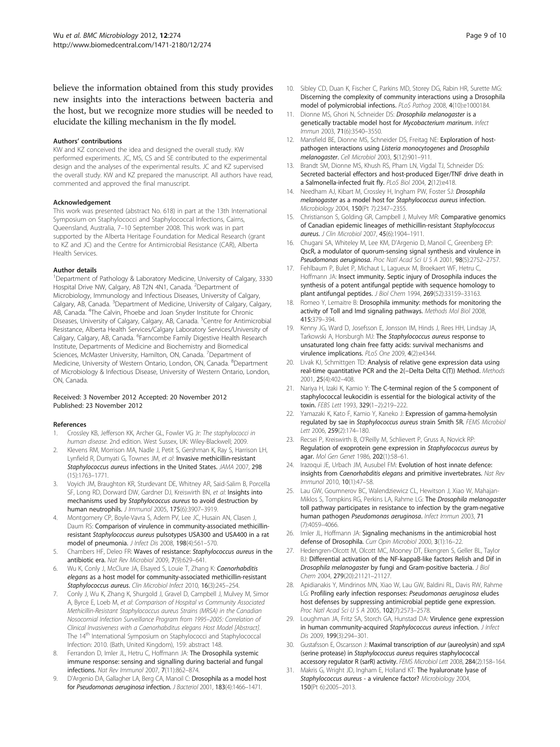believe the information obtained from this study provides new insights into the interactions between bacteria and the host, but we recognize more studies will be needed to elucidate the killing mechanism in the fly model.

#### Authors' contributions

KW and KZ conceived the idea and designed the overall study. KW performed experiments. JC, MS, CS and SE contributed to the experimental design and the analyses of the experimental results. JC and KZ supervised the overall study. KW and KZ prepared the manuscript. All authors have read, commented and approved the final manuscript.

#### Acknowledgement

This work was presented (abstract No. 618) in part at the 13th International Symposium on Staphylococci and Staphylococcal Infections, Cairns, Queensland, Australia, 7–10 September 2008. This work was in part supported by the Alberta Heritage Foundation for Medical Research (grant to KZ and JC) and the Centre for Antimicrobial Resistance (CAR), Alberta Health Services.

#### Author details

[1]Department of Pathology & Laboratory Medicine, University of Calgary, 3330 Hospital Drive NW, Calgary, AB T2N 4N1, Canada. [2]Department of Microbiology, Immunology and Infectious Diseases, University of Calgary, Calgary, AB, Canada. [3]Department of Medicine, University of Calgary, Calgary, AB, Canada. [4]The Calvin, Phoebe and Joan Snyder Institute for Chronic Diseases, University of Calgary, Calgary, AB, Canada. [5]Centre for Antimicrobial Resistance, Alberta Health Services/Calgary Laboratory Services/University of Calgary, Calgary, AB, Canada. [6]Farncombe Family Digestive Health Research Institute, Departments of Medicine and Biochemistry and Biomedical Sciences, McMaster University, Hamilton, ON, Canada. [7]Department of Medicine, University of Western Ontario, London, ON, Canada. [8]Department of Microbiology & Infectious Disease, University of Western Ontario, London, ON, Canada.

Received: 3 November 2012 Accepted: 20 November 2012
Published: 23 November 2012

#### References

1. Crossley KB, Jefferson KK, Archer GL, Fowler VG Jr: *The staphylococci in human disease*. 2nd edition. West Sussex, UK: Wiley-Blackwell; 2009.
2. Klevens RM, Morrison MA, Nadle J, Petit S, Gershman K, Ray S, Harrison LH, Lynfield R, Dumyati G, Townes JM, *et al*: **Invasive methicillin-resistant *Staphylococcus aureus* infections in the United States.** *JAMA* 2007, **298**(15):1763–1771.
3. Voyich JM, Braughton KR, Sturdevant DE, Whitney AR, Said-Salim B, Porcella SF, Long RD, Dorward DW, Gardner DJ, Kreiswirth BN, *et al*: **Insights into mechanisms used by *Staphylococcus aureus* to avoid destruction by human neutrophils.** *J Immunol* 2005, **175**(6):3907–3919.
4. Montgomery CP, Boyle-Vavra S, Adem PV, Lee JC, Husain AN, Clasen J, Daum RS: **Comparison of virulence in community-associated methicillin-resistant *Staphylococcus aureus* pulsotypes USA300 and USA400 in a rat model of pneumonia.** *J Infect Dis* 2008, **198**(4):561–570.
5. Chambers HF, Deleo FR: **Waves of resistance: *Staphylococcus aureus* in the antibiotic era.** *Nat Rev Microbiol* 2009, **7**(9):629–641.
6. Wu K, Conly J, McClure JA, Elsayed S, Louie T, Zhang K: ***Caenorhabditis elegans* as a host model for community-associated methicillin-resistant *Staphylococcus aureus*.** *Clin Microbiol Infect* 2010, **16**(3):245–254.
7. Conly J, Wu K, Zhang K, Shurgold J, Gravel D, Campbell J, Mulvey M, Simor A, Byrce E, Loeb M, *et al*: *Comparison of Hospital vs Community Associated Methicillin-Resistant Staphylococcus aureus Strains (MRSA) in the Canadian Nosocomial Infection Surveillance Program from 1995–2005: Correlation of Clinical Invasiveness with a Caenorhabditus elegans Host Model [Abstract]*. The 14th International Symposium on Staphylococci and Staphylococcal Infection: 2010. (Bath, United Kingdom), 159: abstract 148.
8. Ferrandon D, Imler JL, Hetru C, Hoffmann JA: **The Drosophila systemic immune response: sensing and signalling during bacterial and fungal infections.** *Nat Rev Immunol* 2007, **7**(11):862–874.
9. D'Argenio DA, Gallagher LA, Berg CA, Manoil C: **Drosophila as a model host for *Pseudomonas aeruginosa* infection.** *J Bacteriol* 2001, **183**(4):1466–1471.
10. Sibley CD, Duan K, Fischer C, Parkins MD, Storey DG, Rabin HR, Surette MG: **Discerning the complexity of community interactions using a Drosophila model of polymicrobial infections.** *PLoS Pathog* 2008, **4**(10):e1000184.
11. Dionne MS, Ghori N, Schneider DS: ***Drosophila melanogaster* is a genetically tractable model host for *Mycobacterium marinum*.** *Infect Immun* 2003, **71**(6):3540–3550.
12. Mansfield BE, Dionne MS, Schneider DS, Freitag NE: **Exploration of host-pathogen interactions using *Listeria monocytogenes* and *Drosophila melanogaster*.** *Cell Microbiol* 2003, **5**(12):901–911.
13. Brandt SM, Dionne MS, Khush RS, Pham LN, Vigdal TJ, Schneider DS: **Secreted bacterial effectors and host-produced Eiger/TNF drive death in a Salmonella-infected fruit fly.** *PLoS Biol* 2004, **2**(12):e418.
14. Needham AJ, Kibart M, Crossley H, Ingham PW, Foster SJ: ***Drosophila melanogaster* as a model host for *Staphylococcus aureus* infection.** *Microbiology* 2004, **150**(Pt 7):2347–2355.
15. Christianson S, Golding GR, Campbell J, Mulvey MR: **Comparative genomics of Canadian epidemic lineages of methicillin-resistant *Staphylococcus aureus*.** *J Clin Microbiol* 2007, **45**(6):1904–1911.
16. Chugani SA, Whiteley M, Lee KM, D'Argenio D, Manoil C, Greenberg EP: **QscR, a modulator of quorum-sensing signal synthesis and virulence in *Pseudomonas aeruginosa*.** *Proc Natl Acad Sci U S A* 2001, **98**(5):2752–2757.
17. Fehlbaum P, Bulet P, Michaut L, Lagueux M, Broekaert WF, Hetru C, Hoffmann JA: **Insect immunity. Septic injury of Drosophila induces the synthesis of a potent antifungal peptide with sequence homology to plant antifungal peptides.** *J Biol Chem* 1994, **269**(52):33159–33163.
18. Romeo Y, Lemaitre B: **Drosophila immunity: methods for monitoring the activity of Toll and Imd signaling pathways.** *Methods Mol Biol* 2008, **415**:379–394.
19. Kenny JG, Ward D, Josefsson E, Jonsson IM, Hinds J, Rees HH, Lindsay JA, Tarkowski A, Horsburgh MJ: **The *Staphylococcus aureus* response to unsaturated long chain free fatty acids: survival mechanisms and virulence implications.** *PLoS One* 2009, **4**(2):e4344.
20. Livak KJ, Schmittgen TD: **Analysis of relative gene expression data using real-time quantitative PCR and the 2(−Delta Delta C(T)) Method.** *Methods* 2001, **25**(4):402–408.
21. Nariya H, Izaki K, Kamio Y: **The C-terminal region of the S component of staphylococcal leukocidin is essential for the biological activity of the toxin.** *FEBS Lett* 1993, **329**(1–2):219–222.
22. Yamazaki K, Kato F, Kamio Y, Kaneko J: **Expression of gamma-hemolysin regulated by sae in *Staphylococcus aureus* strain Smith 5R.** *FEMS Microbiol Lett* 2006, **259**(2):174–180.
23. Recsei P, Kreiswirth B, O'Reilly M, Schlievert P, Gruss A, Novick RP: **Regulation of exoprotein gene expression in *Staphylococcus aureus* by agar.** *Mol Gen Genet* 1986, **202**(1):58–61.
24. Irazoqui JE, Urbach JM, Ausubel FM: **Evolution of host innate defence: insights from *Caenorhabditis elegans* and primitive invertebrates.** *Nat Rev Immunol* 2010, **10**(1):47–58.
25. Lau GW, Goumnerov BC, Walendziewicz CL, Hewitson J, Xiao W, Mahajan-Miklos S, Tompkins RG, Perkins LA, Rahme LG: **The *Drosophila melanogaster* toll pathway participates in resistance to infection by the gram-negative human pathogen *Pseudomonas aeruginosa*.** *Infect Immun* 2003, **71**(7):4059–4066.
26. Imler JL, Hoffmann JA: **Signaling mechanisms in the antimicrobial host defense of Drosophila.** *Curr Opin Microbiol* 2000, **3**(1):16–22.
27. Hedengren-Olcott M, Olcott MC, Mooney DT, Ekengren S, Geller BL, Taylor BJ: **Differential activation of the NF-kappaB-like factors Relish and Dif in *Drosophila melanogaster* by fungi and Gram-positive bacteria.** *J Biol Chem* 2004, **279**(20):21121–21127.
28. Apidianakis Y, Mindrinos MN, Xiao W, Lau GW, Baldini RL, Davis RW, Rahme LG: **Profiling early infection responses: *Pseudomonas aeruginosa* eludes host defenses by suppressing antimicrobial peptide gene expression.** *Proc Natl Acad Sci U S A* 2005, **102**(7):2573–2578.
29. Loughman JA, Fritz SA, Storch GA, Hunstad DA: **Virulence gene expression in human community-acquired *Staphylococcus aureus* infection.** *J Infect Dis* 2009, **199**(3):294–301.
30. Gustafsson E, Oscarsson J: **Maximal transcription of *aur* (aureolysin) and *sspA* (serine protease) in *Staphylococcus aureus* requires staphylococcal accessory regulator R (sarR) activity.** *FEMS Microbiol Lett* 2008, **284**(2):158–164.
31. Makris G, Wright JD, Ingham E, Holland KT: **The hyaluronate lyase of *Staphylococcus aureus* - a virulence factor?** *Microbiology* 2004, **150**(Pt 6):2005–2013.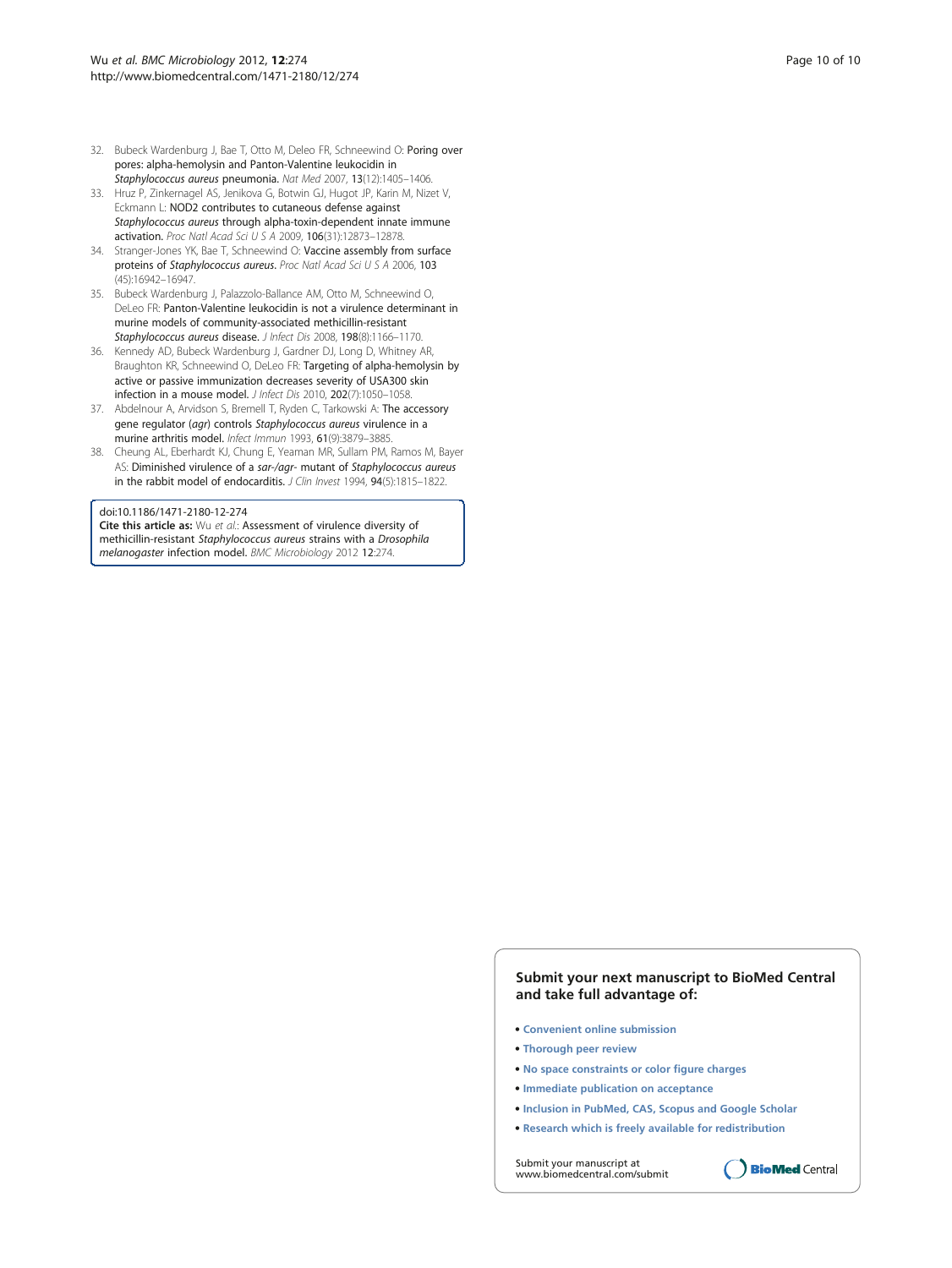32. Bubeck Wardenburg J, Bae T, Otto M, Deleo FR, Schneewind O: **Poring over pores: alpha-hemolysin and Panton-Valentine leukocidin in *Staphylococcus aureus* pneumonia.** *Nat Med* 2007, **13**(12):1405–1406.
33. Hruz P, Zinkernagel AS, Jenikova G, Botwin GJ, Hugot JP, Karin M, Nizet V, Eckmann L: **NOD2 contributes to cutaneous defense against *Staphylococcus aureus* through alpha-toxin-dependent innate immune activation.** *Proc Natl Acad Sci U S A* 2009, **106**(31):12873–12878.
34. Stranger-Jones YK, Bae T, Schneewind O: **Vaccine assembly from surface proteins of *Staphylococcus aureus*.** *Proc Natl Acad Sci U S A* 2006, **103** (45):16942–16947.
35. Bubeck Wardenburg J, Palazzolo-Ballance AM, Otto M, Schneewind O, DeLeo FR: **Panton-Valentine leukocidin is not a virulence determinant in murine models of community-associated methicillin-resistant *Staphylococcus aureus* disease.** *J Infect Dis* 2008, **198**(8):1166–1170.
36. Kennedy AD, Bubeck Wardenburg J, Gardner DJ, Long D, Whitney AR, Braughton KR, Schneewind O, DeLeo FR: **Targeting of alpha-hemolysin by active or passive immunization decreases severity of USA300 skin infection in a mouse model.** *J Infect Dis* 2010, **202**(7):1050–1058.
37. Abdelnour A, Arvidson S, Bremell T, Ryden C, Tarkowski A: **The accessory gene regulator (*agr*) controls *Staphylococcus aureus* virulence in a murine arthritis model.** *Infect Immun* 1993, **61**(9):3879–3885.
38. Cheung AL, Eberhardt KJ, Chung E, Yeaman MR, Sullam PM, Ramos M, Bayer AS: **Diminished virulence of a *sar-/agr-* mutant of *Staphylococcus aureus* in the rabbit model of endocarditis.** *J Clin Invest* 1994, **94**(5):1815–1822.

doi:10.1186/1471-2180-12-274

**Cite this article as:** Wu *et al.*: Assessment of virulence diversity of methicillin-resistant *Staphylococcus aureus* strains with a *Drosophila melanogaster* infection model. *BMC Microbiology* 2012 **12**:274.

**Submit your next manuscript to BioMed Central and take full advantage of:**

- **Convenient online submission**
- **Thorough peer review**
- **No space constraints or color figure charges**
- **Immediate publication on acceptance**
- **Inclusion in PubMed, CAS, Scopus and Google Scholar**
- **Research which is freely available for redistribution**

Submit your manuscript at
www.biomedcentral.com/submit

BioMed Central